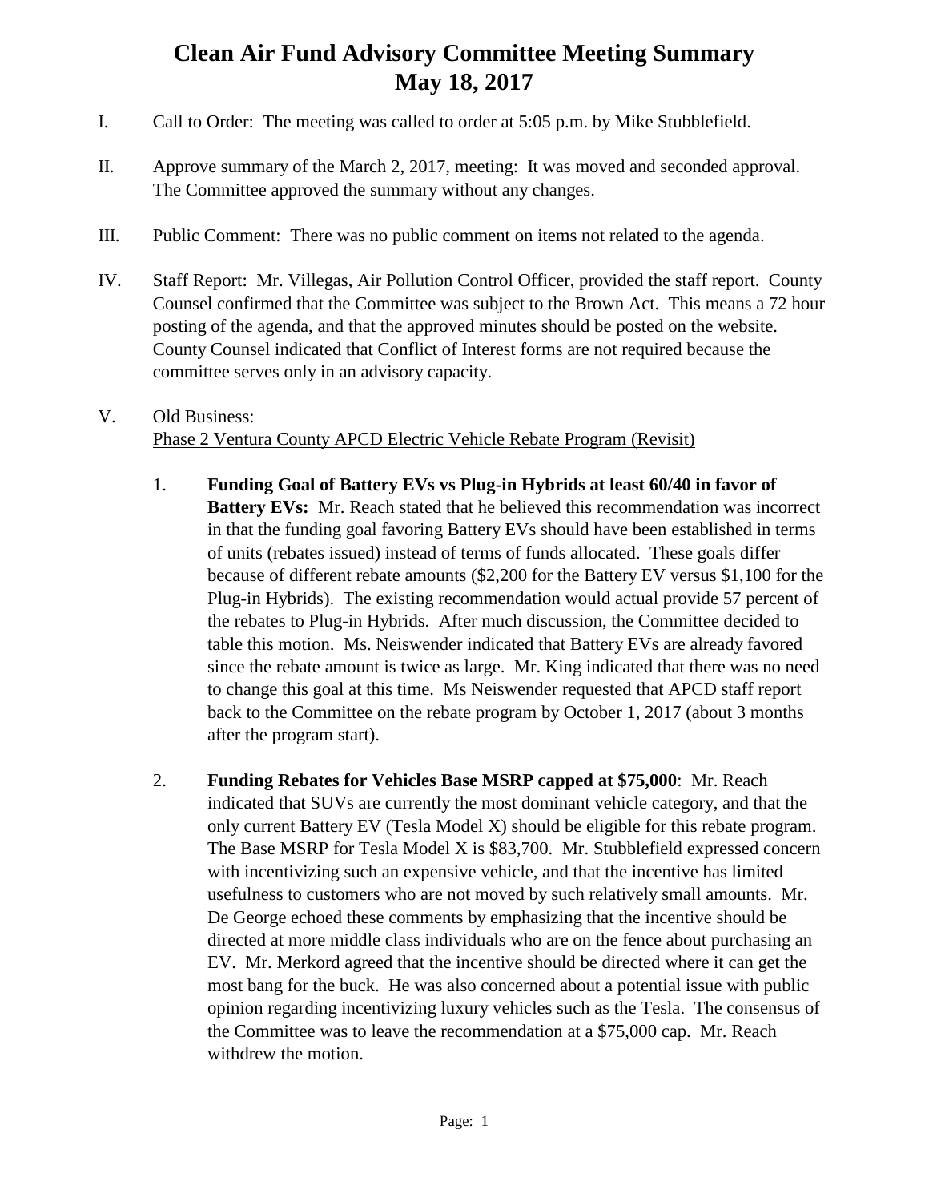# Clean Air Fund Advisory Committee Meeting Summary
# May 18, 2017

I. Call to Order: The meeting was called to order at 5:05 p.m. by Mike Stubblefield.

II. Approve summary of the March 2, 2017, meeting: It was moved and seconded approval. The Committee approved the summary without any changes.

III. Public Comment: There was no public comment on items not related to the agenda.

IV. Staff Report: Mr. Villegas, Air Pollution Control Officer, provided the staff report. County Counsel confirmed that the Committee was subject to the Brown Act. This means a 72 hour posting of the agenda, and that the approved minutes should be posted on the website. County Counsel indicated that Conflict of Interest forms are not required because the committee serves only in an advisory capacity.

V. Old Business:
Phase 2 Ventura County APCD Electric Vehicle Rebate Program (Revisit)

1. **Funding Goal of Battery EVs vs Plug-in Hybrids at least 60/40 in favor of Battery EVs:** Mr. Reach stated that he believed this recommendation was incorrect in that the funding goal favoring Battery EVs should have been established in terms of units (rebates issued) instead of terms of funds allocated. These goals differ because of different rebate amounts ($2,200 for the Battery EV versus $1,100 for the Plug-in Hybrids). The existing recommendation would actual provide 57 percent of the rebates to Plug-in Hybrids. After much discussion, the Committee decided to table this motion. Ms. Neiswender indicated that Battery EVs are already favored since the rebate amount is twice as large. Mr. King indicated that there was no need to change this goal at this time. Ms Neiswender requested that APCD staff report back to the Committee on the rebate program by October 1, 2017 (about 3 months after the program start).

2. **Funding Rebates for Vehicles Base MSRP capped at $75,000**: Mr. Reach indicated that SUVs are currently the most dominant vehicle category, and that the only current Battery EV (Tesla Model X) should be eligible for this rebate program. The Base MSRP for Tesla Model X is $83,700. Mr. Stubblefield expressed concern with incentivizing such an expensive vehicle, and that the incentive has limited usefulness to customers who are not moved by such relatively small amounts. Mr. De George echoed these comments by emphasizing that the incentive should be directed at more middle class individuals who are on the fence about purchasing an EV. Mr. Merkord agreed that the incentive should be directed where it can get the most bang for the buck. He was also concerned about a potential issue with public opinion regarding incentivizing luxury vehicles such as the Tesla. The consensus of the Committee was to leave the recommendation at a $75,000 cap. Mr. Reach withdrew the motion.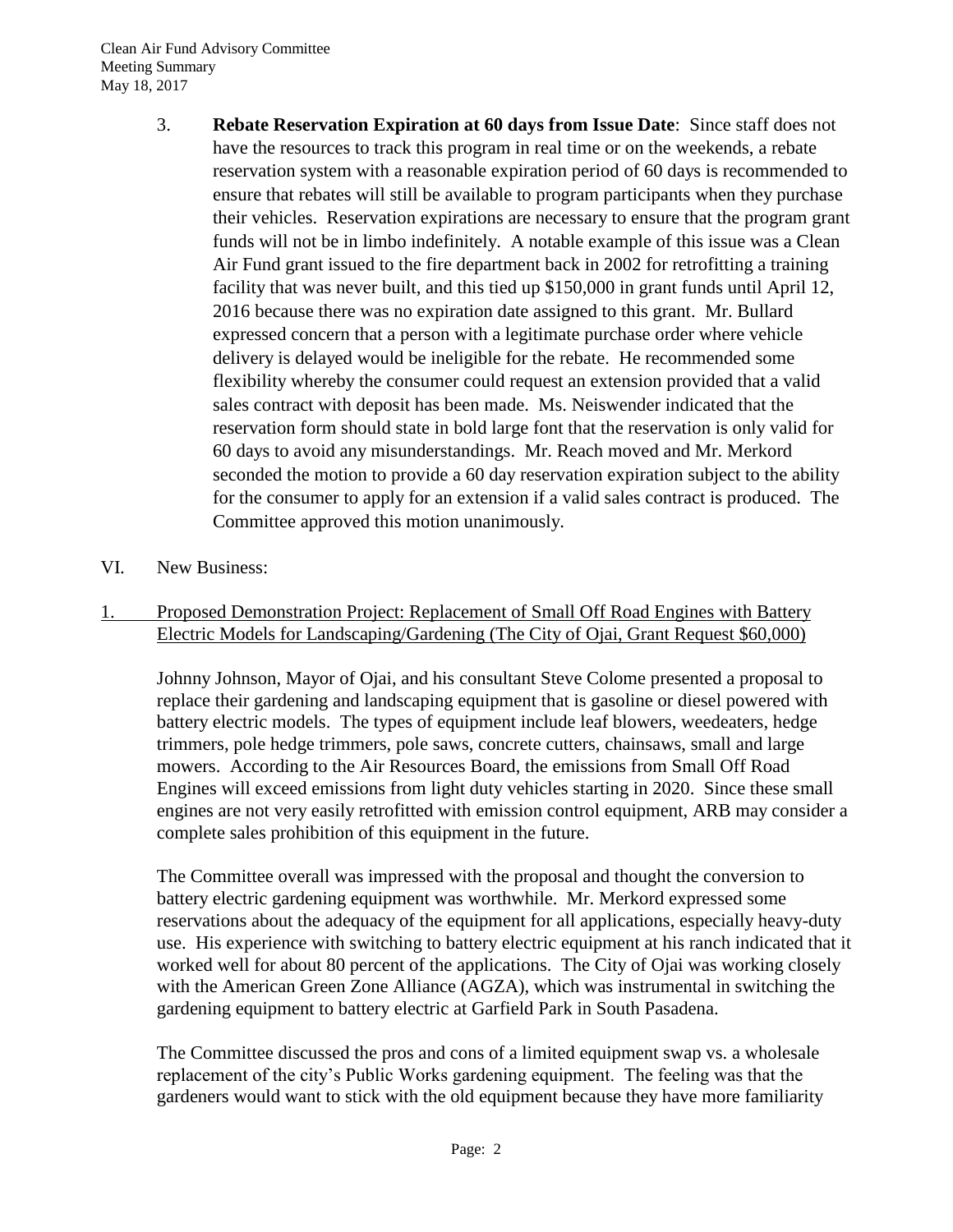3. **Rebate Reservation Expiration at 60 days from Issue Date**: Since staff does not have the resources to track this program in real time or on the weekends, a rebate reservation system with a reasonable expiration period of 60 days is recommended to ensure that rebates will still be available to program participants when they purchase their vehicles. Reservation expirations are necessary to ensure that the program grant funds will not be in limbo indefinitely. A notable example of this issue was a Clean Air Fund grant issued to the fire department back in 2002 for retrofitting a training facility that was never built, and this tied up $150,000 in grant funds until April 12, 2016 because there was no expiration date assigned to this grant. Mr. Bullard expressed concern that a person with a legitimate purchase order where vehicle delivery is delayed would be ineligible for the rebate. He recommended some flexibility whereby the consumer could request an extension provided that a valid sales contract with deposit has been made. Ms. Neiswender indicated that the reservation form should state in bold large font that the reservation is only valid for 60 days to avoid any misunderstandings. Mr. Reach moved and Mr. Merkord seconded the motion to provide a 60 day reservation expiration subject to the ability for the consumer to apply for an extension if a valid sales contract is produced. The Committee approved this motion unanimously.

VI. New Business:

1. Proposed Demonstration Project: Replacement of Small Off Road Engines with Battery Electric Models for Landscaping/Gardening (The City of Ojai, Grant Request $60,000)

Johnny Johnson, Mayor of Ojai, and his consultant Steve Colome presented a proposal to replace their gardening and landscaping equipment that is gasoline or diesel powered with battery electric models. The types of equipment include leaf blowers, weedeaters, hedge trimmers, pole hedge trimmers, pole saws, concrete cutters, chainsaws, small and large mowers. According to the Air Resources Board, the emissions from Small Off Road Engines will exceed emissions from light duty vehicles starting in 2020. Since these small engines are not very easily retrofitted with emission control equipment, ARB may consider a complete sales prohibition of this equipment in the future.

The Committee overall was impressed with the proposal and thought the conversion to battery electric gardening equipment was worthwhile. Mr. Merkord expressed some reservations about the adequacy of the equipment for all applications, especially heavy-duty use. His experience with switching to battery electric equipment at his ranch indicated that it worked well for about 80 percent of the applications. The City of Ojai was working closely with the American Green Zone Alliance (AGZA), which was instrumental in switching the gardening equipment to battery electric at Garfield Park in South Pasadena.

The Committee discussed the pros and cons of a limited equipment swap vs. a wholesale replacement of the city's Public Works gardening equipment. The feeling was that the gardeners would want to stick with the old equipment because they have more familiarity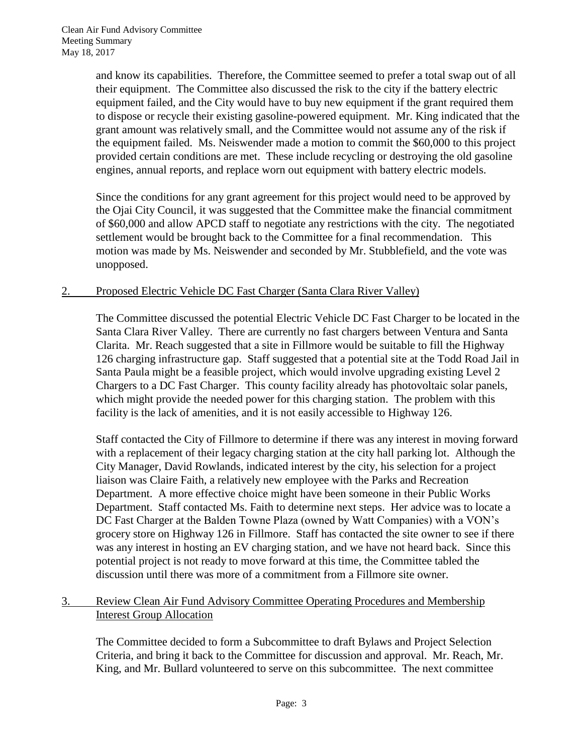and know its capabilities. Therefore, the Committee seemed to prefer a total swap out of all their equipment. The Committee also discussed the risk to the city if the battery electric equipment failed, and the City would have to buy new equipment if the grant required them to dispose or recycle their existing gasoline-powered equipment. Mr. King indicated that the grant amount was relatively small, and the Committee would not assume any of the risk if the equipment failed. Ms. Neiswender made a motion to commit the $60,000 to this project provided certain conditions are met. These include recycling or destroying the old gasoline engines, annual reports, and replace worn out equipment with battery electric models.

Since the conditions for any grant agreement for this project would need to be approved by the Ojai City Council, it was suggested that the Committee make the financial commitment of $60,000 and allow APCD staff to negotiate any restrictions with the city. The negotiated settlement would be brought back to the Committee for a final recommendation. This motion was made by Ms. Neiswender and seconded by Mr. Stubblefield, and the vote was unopposed.

## 2. Proposed Electric Vehicle DC Fast Charger (Santa Clara River Valley)

The Committee discussed the potential Electric Vehicle DC Fast Charger to be located in the Santa Clara River Valley. There are currently no fast chargers between Ventura and Santa Clarita. Mr. Reach suggested that a site in Fillmore would be suitable to fill the Highway 126 charging infrastructure gap. Staff suggested that a potential site at the Todd Road Jail in Santa Paula might be a feasible project, which would involve upgrading existing Level 2 Chargers to a DC Fast Charger. This county facility already has photovoltaic solar panels, which might provide the needed power for this charging station. The problem with this facility is the lack of amenities, and it is not easily accessible to Highway 126.

Staff contacted the City of Fillmore to determine if there was any interest in moving forward with a replacement of their legacy charging station at the city hall parking lot. Although the City Manager, David Rowlands, indicated interest by the city, his selection for a project liaison was Claire Faith, a relatively new employee with the Parks and Recreation Department. A more effective choice might have been someone in their Public Works Department. Staff contacted Ms. Faith to determine next steps. Her advice was to locate a DC Fast Charger at the Balden Towne Plaza (owned by Watt Companies) with a VON's grocery store on Highway 126 in Fillmore. Staff has contacted the site owner to see if there was any interest in hosting an EV charging station, and we have not heard back. Since this potential project is not ready to move forward at this time, the Committee tabled the discussion until there was more of a commitment from a Fillmore site owner.

## 3. Review Clean Air Fund Advisory Committee Operating Procedures and Membership Interest Group Allocation

The Committee decided to form a Subcommittee to draft Bylaws and Project Selection Criteria, and bring it back to the Committee for discussion and approval. Mr. Reach, Mr. King, and Mr. Bullard volunteered to serve on this subcommittee. The next committee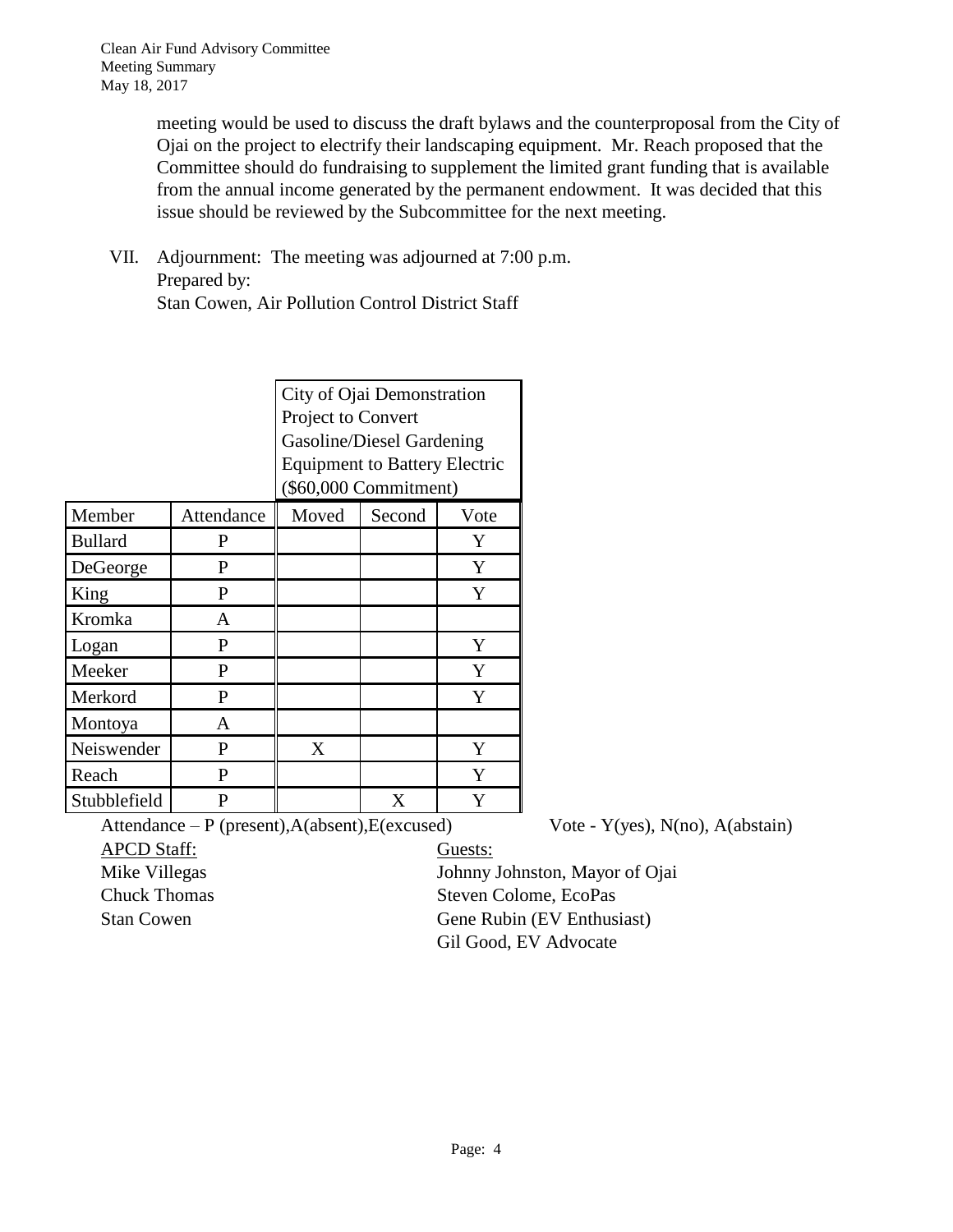meeting would be used to discuss the draft bylaws and the counterproposal from the City of Ojai on the project to electrify their landscaping equipment. Mr. Reach proposed that the Committee should do fundraising to supplement the limited grant funding that is available from the annual income generated by the permanent endowment. It was decided that this issue should be reviewed by the Subcommittee for the next meeting.

VII. Adjournment: The meeting was adjourned at 7:00 p.m.
Prepared by:
Stan Cowen, Air Pollution Control District Staff

| | | City of Ojai Demonstration Project to Convert Gasoline/Diesel Gardening Equipment to Battery Electric ($60,000 Commitment) | | |
|---|---|---|---|---|
| Member | Attendance | Moved | Second | Vote |
| Bullard | P | | | Y |
| DeGeorge | P | | | Y |
| King | P | | | Y |
| Kromka | A | | | |
| Logan | P | | | Y |
| Meeker | P | | | Y |
| Merkord | P | | | Y |
| Montoya | A | | | |
| Neiswender | P | X | | Y |
| Reach | P | | | Y |
| Stubblefield | P | | X | Y |

Attendance – P (present),A(absent),E(excused)    Vote - Y(yes), N(no), A(abstain)

APCD Staff:
Mike Villegas
Chuck Thomas
Stan Cowen

Guests:
Johnny Johnston, Mayor of Ojai
Steven Colome, EcoPas
Gene Rubin (EV Enthusiast)
Gil Good, EV Advocate